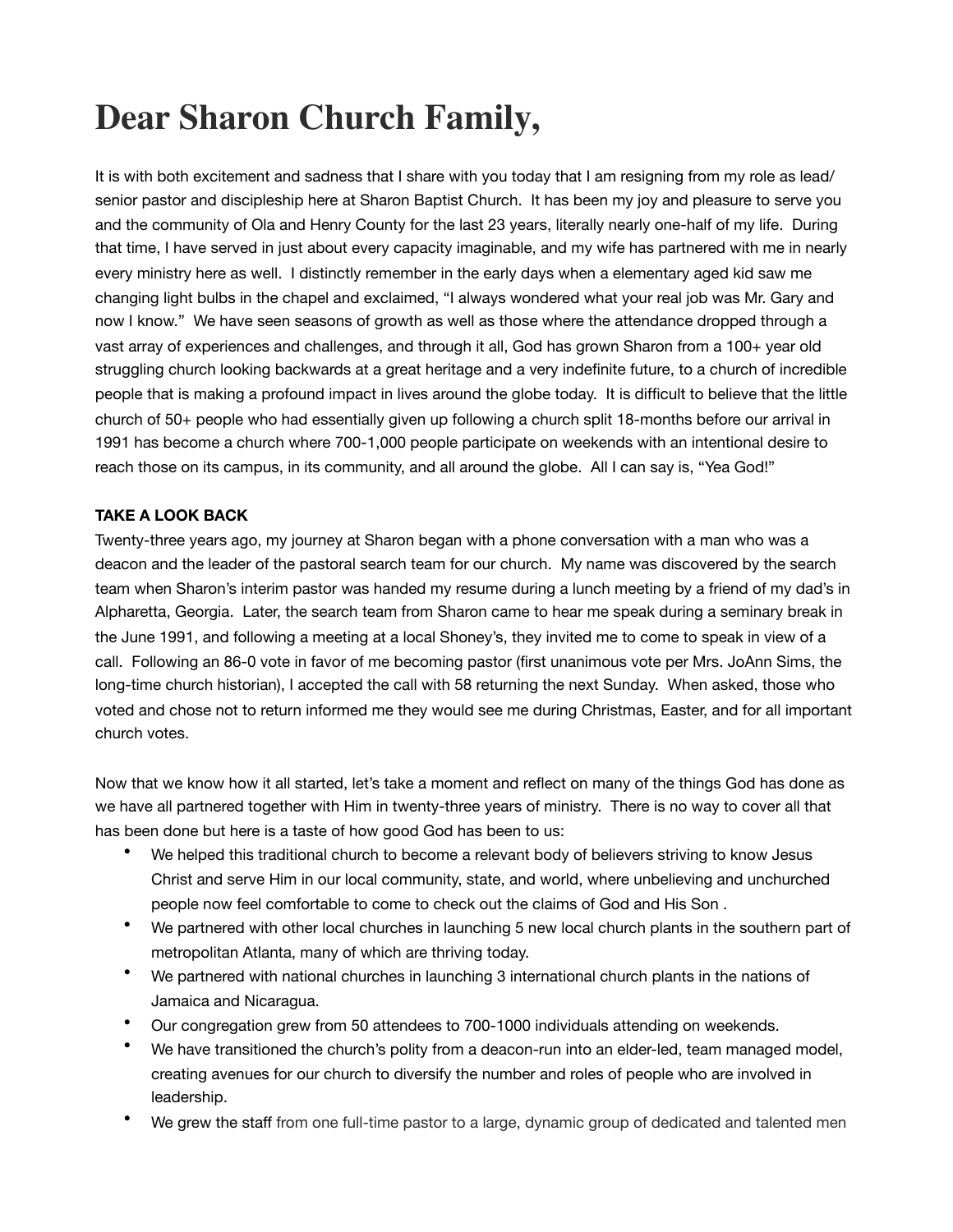# Dear Sharon Church Family,

It is with both excitement and sadness that I share with you today that I am resigning from my role as lead/senior pastor and discipleship here at Sharon Baptist Church. It has been my joy and pleasure to serve you and the community of Ola and Henry County for the last 23 years, literally nearly one-half of my life. During that time, I have served in just about every capacity imaginable, and my wife has partnered with me in nearly every ministry here as well. I distinctly remember in the early days when a elementary aged kid saw me changing light bulbs in the chapel and exclaimed, "I always wondered what your real job was Mr. Gary and now I know." We have seen seasons of growth as well as those where the attendance dropped through a vast array of experiences and challenges, and through it all, God has grown Sharon from a 100+ year old struggling church looking backwards at a great heritage and a very indefinite future, to a church of incredible people that is making a profound impact in lives around the globe today. It is difficult to believe that the little church of 50+ people who had essentially given up following a church split 18-months before our arrival in 1991 has become a church where 700-1,000 people participate on weekends with an intentional desire to reach those on its campus, in its community, and all around the globe. All I can say is, "Yea God!"

**TAKE A LOOK BACK**

Twenty-three years ago, my journey at Sharon began with a phone conversation with a man who was a deacon and the leader of the pastoral search team for our church. My name was discovered by the search team when Sharon's interim pastor was handed my resume during a lunch meeting by a friend of my dad's in Alpharetta, Georgia. Later, the search team from Sharon came to hear me speak during a seminary break in the June 1991, and following a meeting at a local Shoney's, they invited me to come to speak in view of a call. Following an 86-0 vote in favor of me becoming pastor (first unanimous vote per Mrs. JoAnn Sims, the long-time church historian), I accepted the call with 58 returning the next Sunday. When asked, those who voted and chose not to return informed me they would see me during Christmas, Easter, and for all important church votes.

Now that we know how it all started, let's take a moment and reflect on many of the things God has done as we have all partnered together with Him in twenty-three years of ministry. There is no way to cover all that has been done but here is a taste of how good God has been to us:

- We helped this traditional church to become a relevant body of believers striving to know Jesus Christ and serve Him in our local community, state, and world, where unbelieving and unchurched people now feel comfortable to come to check out the claims of God and His Son .
- We partnered with other local churches in launching 5 new local church plants in the southern part of metropolitan Atlanta, many of which are thriving today.
- We partnered with national churches in launching 3 international church plants in the nations of Jamaica and Nicaragua.
- Our congregation grew from 50 attendees to 700-1000 individuals attending on weekends.
- We have transitioned the church's polity from a deacon-run into an elder-led, team managed model, creating avenues for our church to diversify the number and roles of people who are involved in leadership.
- We grew the staff from one full-time pastor to a large, dynamic group of dedicated and talented men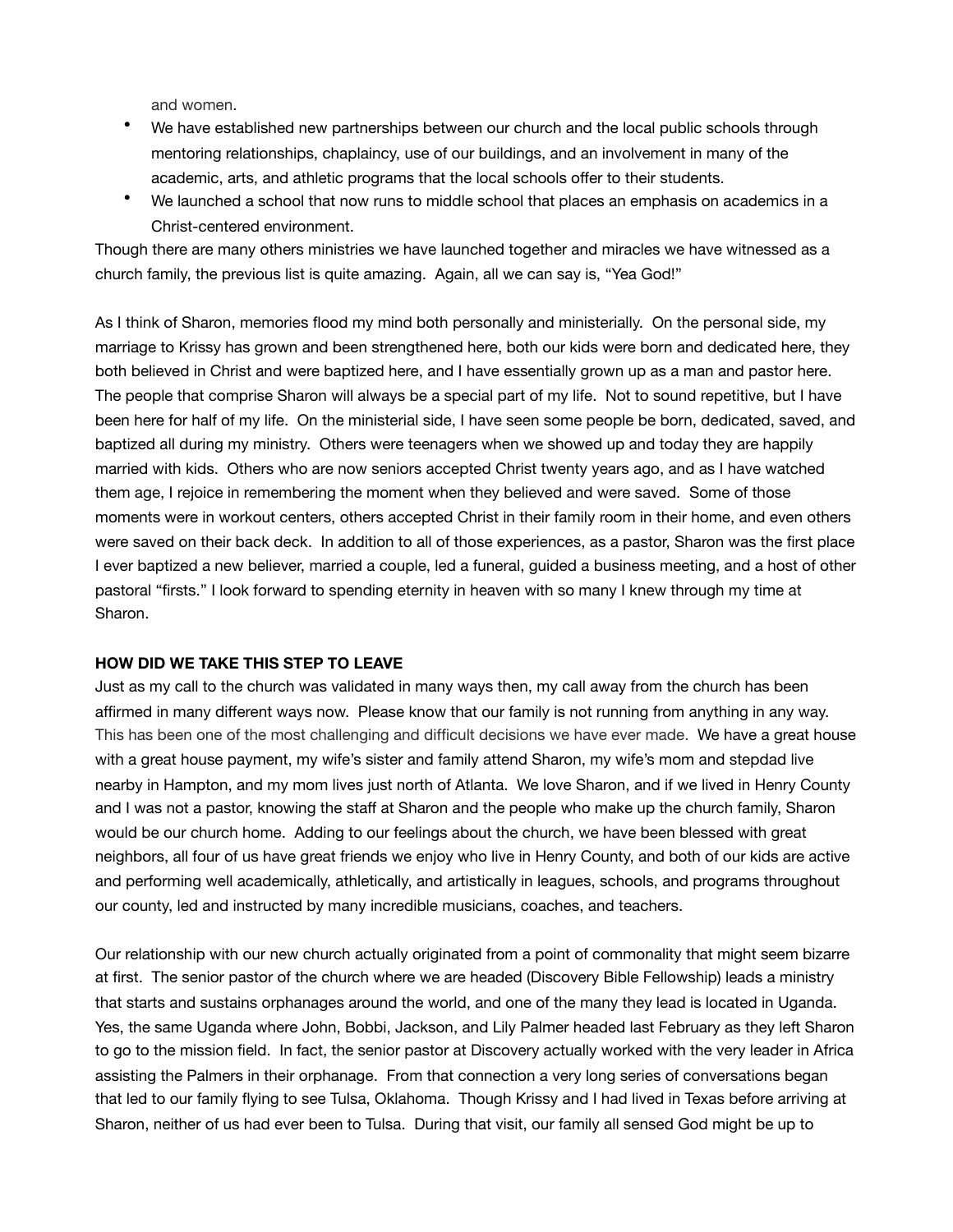and women.

- We have established new partnerships between our church and the local public schools through mentoring relationships, chaplaincy, use of our buildings, and an involvement in many of the academic, arts, and athletic programs that the local schools offer to their students.
- We launched a school that now runs to middle school that places an emphasis on academics in a Christ-centered environment.

Though there are many others ministries we have launched together and miracles we have witnessed as a church family, the previous list is quite amazing. Again, all we can say is, "Yea God!"

As I think of Sharon, memories flood my mind both personally and ministerially. On the personal side, my marriage to Krissy has grown and been strengthened here, both our kids were born and dedicated here, they both believed in Christ and were baptized here, and I have essentially grown up as a man and pastor here. The people that comprise Sharon will always be a special part of my life. Not to sound repetitive, but I have been here for half of my life. On the ministerial side, I have seen some people be born, dedicated, saved, and baptized all during my ministry. Others were teenagers when we showed up and today they are happily married with kids. Others who are now seniors accepted Christ twenty years ago, and as I have watched them age, I rejoice in remembering the moment when they believed and were saved. Some of those moments were in workout centers, others accepted Christ in their family room in their home, and even others were saved on their back deck. In addition to all of those experiences, as a pastor, Sharon was the first place I ever baptized a new believer, married a couple, led a funeral, guided a business meeting, and a host of other pastoral "firsts." I look forward to spending eternity in heaven with so many I knew through my time at Sharon.

**HOW DID WE TAKE THIS STEP TO LEAVE**

Just as my call to the church was validated in many ways then, my call away from the church has been affirmed in many different ways now. Please know that our family is not running from anything in any way. This has been one of the most challenging and difficult decisions we have ever made. We have a great house with a great house payment, my wife's sister and family attend Sharon, my wife's mom and stepdad live nearby in Hampton, and my mom lives just north of Atlanta. We love Sharon, and if we lived in Henry County and I was not a pastor, knowing the staff at Sharon and the people who make up the church family, Sharon would be our church home. Adding to our feelings about the church, we have been blessed with great neighbors, all four of us have great friends we enjoy who live in Henry County, and both of our kids are active and performing well academically, athletically, and artistically in leagues, schools, and programs throughout our county, led and instructed by many incredible musicians, coaches, and teachers.

Our relationship with our new church actually originated from a point of commonality that might seem bizarre at first. The senior pastor of the church where we are headed (Discovery Bible Fellowship) leads a ministry that starts and sustains orphanages around the world, and one of the many they lead is located in Uganda. Yes, the same Uganda where John, Bobbi, Jackson, and Lily Palmer headed last February as they left Sharon to go to the mission field. In fact, the senior pastor at Discovery actually worked with the very leader in Africa assisting the Palmers in their orphanage. From that connection a very long series of conversations began that led to our family flying to see Tulsa, Oklahoma. Though Krissy and I had lived in Texas before arriving at Sharon, neither of us had ever been to Tulsa. During that visit, our family all sensed God might be up to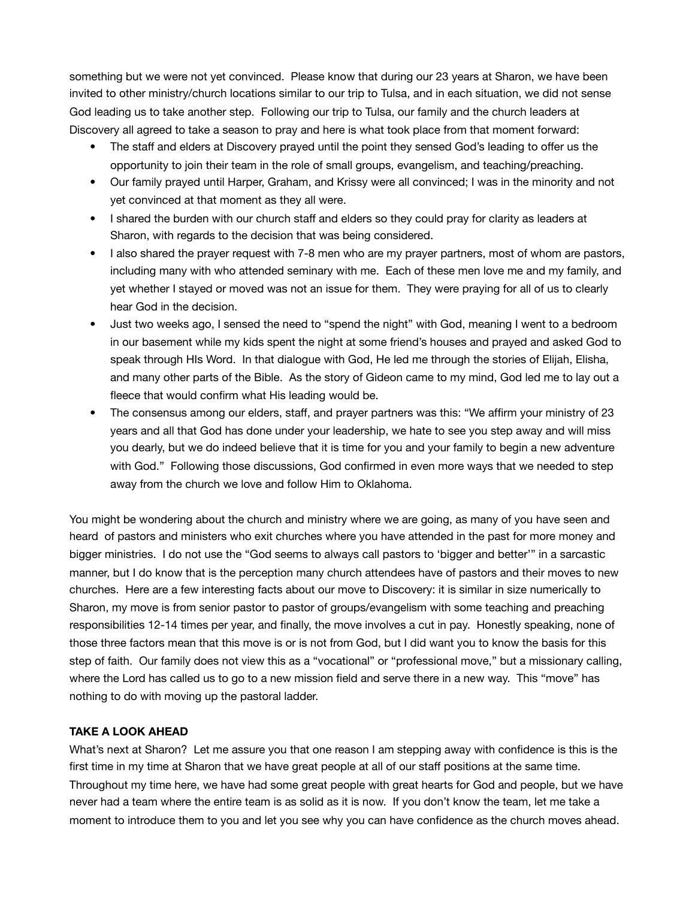something but we were not yet convinced. Please know that during our 23 years at Sharon, we have been invited to other ministry/church locations similar to our trip to Tulsa, and in each situation, we did not sense God leading us to take another step. Following our trip to Tulsa, our family and the church leaders at Discovery all agreed to take a season to pray and here is what took place from that moment forward:

- The staff and elders at Discovery prayed until the point they sensed God's leading to offer us the opportunity to join their team in the role of small groups, evangelism, and teaching/preaching.
- Our family prayed until Harper, Graham, and Krissy were all convinced; I was in the minority and not yet convinced at that moment as they all were.
- I shared the burden with our church staff and elders so they could pray for clarity as leaders at Sharon, with regards to the decision that was being considered.
- I also shared the prayer request with 7-8 men who are my prayer partners, most of whom are pastors, including many with who attended seminary with me. Each of these men love me and my family, and yet whether I stayed or moved was not an issue for them. They were praying for all of us to clearly hear God in the decision.
- Just two weeks ago, I sensed the need to "spend the night" with God, meaning I went to a bedroom in our basement while my kids spent the night at some friend's houses and prayed and asked God to speak through HIs Word. In that dialogue with God, He led me through the stories of Elijah, Elisha, and many other parts of the Bible. As the story of Gideon came to my mind, God led me to lay out a fleece that would confirm what His leading would be.
- The consensus among our elders, staff, and prayer partners was this: "We affirm your ministry of 23 years and all that God has done under your leadership, we hate to see you step away and will miss you dearly, but we do indeed believe that it is time for you and your family to begin a new adventure with God." Following those discussions, God confirmed in even more ways that we needed to step away from the church we love and follow Him to Oklahoma.

You might be wondering about the church and ministry where we are going, as many of you have seen and heard of pastors and ministers who exit churches where you have attended in the past for more money and bigger ministries. I do not use the "God seems to always call pastors to 'bigger and better'" in a sarcastic manner, but I do know that is the perception many church attendees have of pastors and their moves to new churches. Here are a few interesting facts about our move to Discovery: it is similar in size numerically to Sharon, my move is from senior pastor to pastor of groups/evangelism with some teaching and preaching responsibilities 12-14 times per year, and finally, the move involves a cut in pay. Honestly speaking, none of those three factors mean that this move is or is not from God, but I did want you to know the basis for this step of faith. Our family does not view this as a "vocational" or "professional move," but a missionary calling, where the Lord has called us to go to a new mission field and serve there in a new way. This "move" has nothing to do with moving up the pastoral ladder.

**TAKE A LOOK AHEAD**

What's next at Sharon? Let me assure you that one reason I am stepping away with confidence is this is the first time in my time at Sharon that we have great people at all of our staff positions at the same time. Throughout my time here, we have had some great people with great hearts for God and people, but we have never had a team where the entire team is as solid as it is now. If you don't know the team, let me take a moment to introduce them to you and let you see why you can have confidence as the church moves ahead.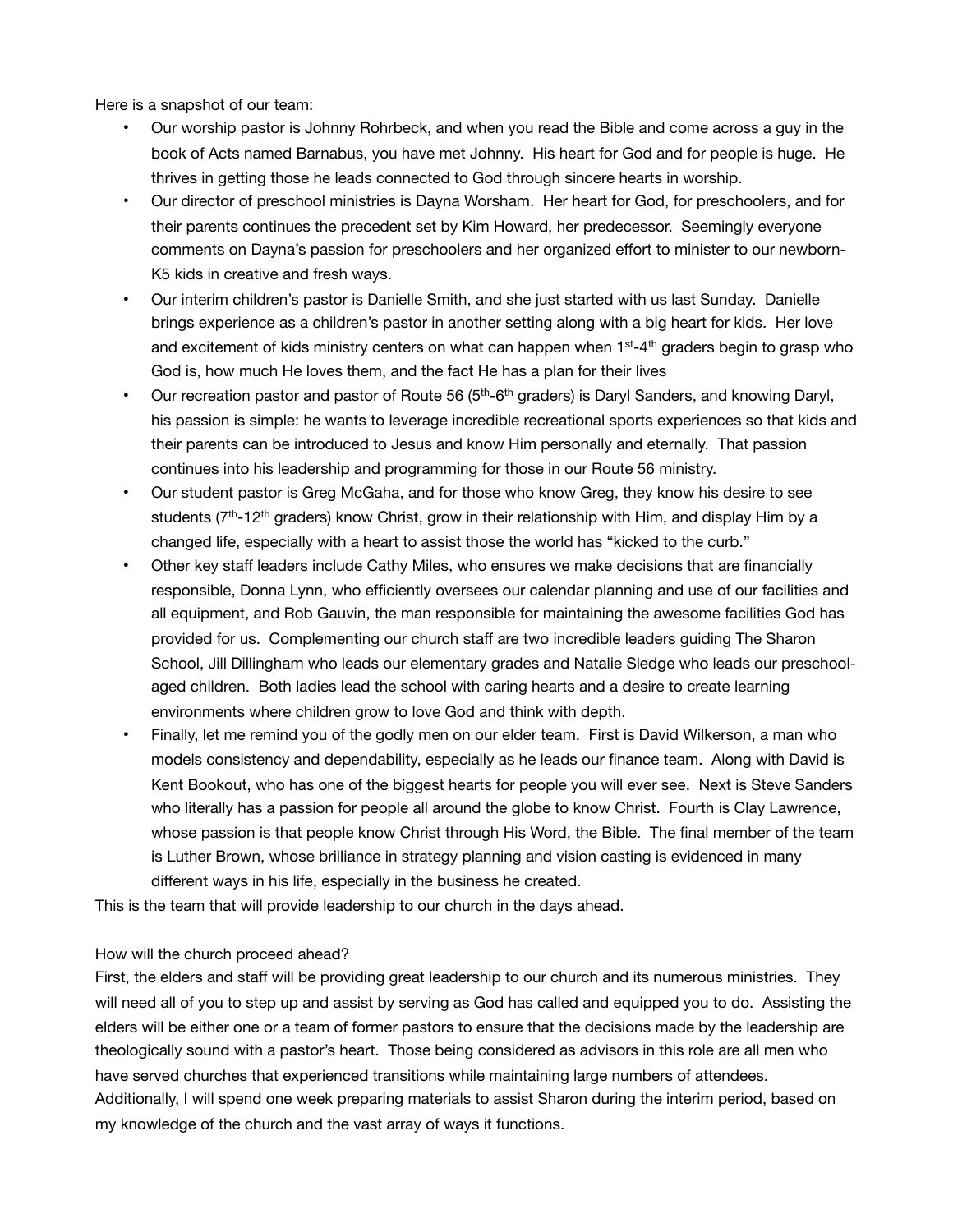Here is a snapshot of our team:

- Our worship pastor is Johnny Rohrbeck, and when you read the Bible and come across a guy in the book of Acts named Barnabus, you have met Johnny. His heart for God and for people is huge. He thrives in getting those he leads connected to God through sincere hearts in worship.
- Our director of preschool ministries is Dayna Worsham. Her heart for God, for preschoolers, and for their parents continues the precedent set by Kim Howard, her predecessor. Seemingly everyone comments on Dayna's passion for preschoolers and her organized effort to minister to our newborn-K5 kids in creative and fresh ways.
- Our interim children's pastor is Danielle Smith, and she just started with us last Sunday. Danielle brings experience as a children's pastor in another setting along with a big heart for kids. Her love and excitement of kids ministry centers on what can happen when 1st-4th graders begin to grasp who God is, how much He loves them, and the fact He has a plan for their lives
- Our recreation pastor and pastor of Route 56 (5th-6th graders) is Daryl Sanders, and knowing Daryl, his passion is simple: he wants to leverage incredible recreational sports experiences so that kids and their parents can be introduced to Jesus and know Him personally and eternally. That passion continues into his leadership and programming for those in our Route 56 ministry.
- Our student pastor is Greg McGaha, and for those who know Greg, they know his desire to see students (7th-12th graders) know Christ, grow in their relationship with Him, and display Him by a changed life, especially with a heart to assist those the world has "kicked to the curb."
- Other key staff leaders include Cathy Miles, who ensures we make decisions that are financially responsible, Donna Lynn, who efficiently oversees our calendar planning and use of our facilities and all equipment, and Rob Gauvin, the man responsible for maintaining the awesome facilities God has provided for us. Complementing our church staff are two incredible leaders guiding The Sharon School, Jill Dillingham who leads our elementary grades and Natalie Sledge who leads our preschool-aged children. Both ladies lead the school with caring hearts and a desire to create learning environments where children grow to love God and think with depth.
- Finally, let me remind you of the godly men on our elder team. First is David Wilkerson, a man who models consistency and dependability, especially as he leads our finance team. Along with David is Kent Bookout, who has one of the biggest hearts for people you will ever see. Next is Steve Sanders who literally has a passion for people all around the globe to know Christ. Fourth is Clay Lawrence, whose passion is that people know Christ through His Word, the Bible. The final member of the team is Luther Brown, whose brilliance in strategy planning and vision casting is evidenced in many different ways in his life, especially in the business he created.

This is the team that will provide leadership to our church in the days ahead.

How will the church proceed ahead?

First, the elders and staff will be providing great leadership to our church and its numerous ministries. They will need all of you to step up and assist by serving as God has called and equipped you to do. Assisting the elders will be either one or a team of former pastors to ensure that the decisions made by the leadership are theologically sound with a pastor's heart. Those being considered as advisors in this role are all men who have served churches that experienced transitions while maintaining large numbers of attendees. Additionally, I will spend one week preparing materials to assist Sharon during the interim period, based on my knowledge of the church and the vast array of ways it functions.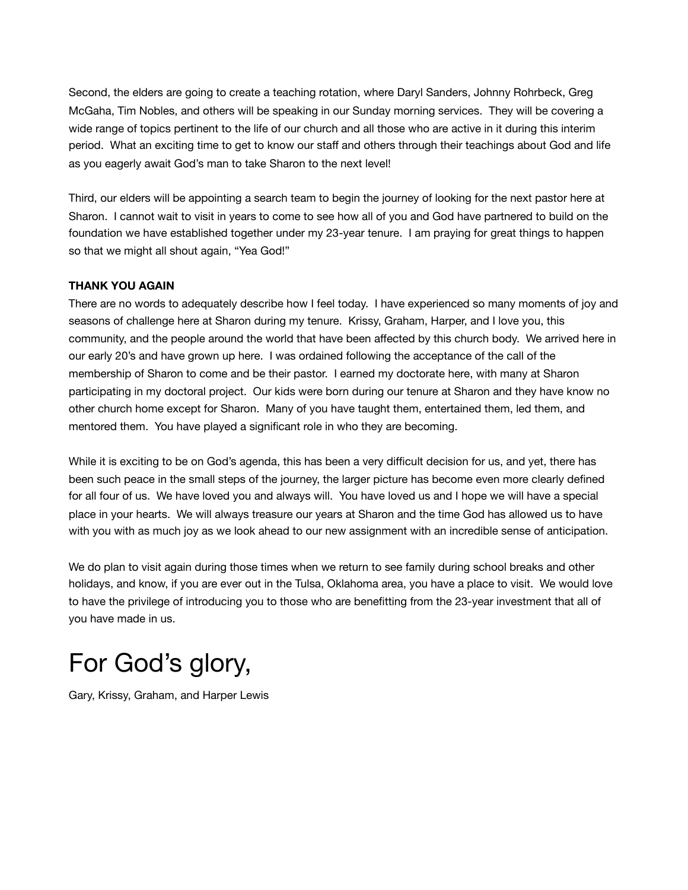Second, the elders are going to create a teaching rotation, where Daryl Sanders, Johnny Rohrbeck, Greg McGaha, Tim Nobles, and others will be speaking in our Sunday morning services. They will be covering a wide range of topics pertinent to the life of our church and all those who are active in it during this interim period. What an exciting time to get to know our staff and others through their teachings about God and life as you eagerly await God's man to take Sharon to the next level!

Third, our elders will be appointing a search team to begin the journey of looking for the next pastor here at Sharon. I cannot wait to visit in years to come to see how all of you and God have partnered to build on the foundation we have established together under my 23-year tenure. I am praying for great things to happen so that we might all shout again, "Yea God!"

**THANK YOU AGAIN**

There are no words to adequately describe how I feel today. I have experienced so many moments of joy and seasons of challenge here at Sharon during my tenure. Krissy, Graham, Harper, and I love you, this community, and the people around the world that have been affected by this church body. We arrived here in our early 20's and have grown up here. I was ordained following the acceptance of the call of the membership of Sharon to come and be their pastor. I earned my doctorate here, with many at Sharon participating in my doctoral project. Our kids were born during our tenure at Sharon and they have know no other church home except for Sharon. Many of you have taught them, entertained them, led them, and mentored them. You have played a significant role in who they are becoming.

While it is exciting to be on God's agenda, this has been a very difficult decision for us, and yet, there has been such peace in the small steps of the journey, the larger picture has become even more clearly defined for all four of us. We have loved you and always will. You have loved us and I hope we will have a special place in your hearts. We will always treasure our years at Sharon and the time God has allowed us to have with you with as much joy as we look ahead to our new assignment with an incredible sense of anticipation.

We do plan to visit again during those times when we return to see family during school breaks and other holidays, and know, if you are ever out in the Tulsa, Oklahoma area, you have a place to visit. We would love to have the privilege of introducing you to those who are benefitting from the 23-year investment that all of you have made in us.

# For God's glory,

Gary, Krissy, Graham, and Harper Lewis